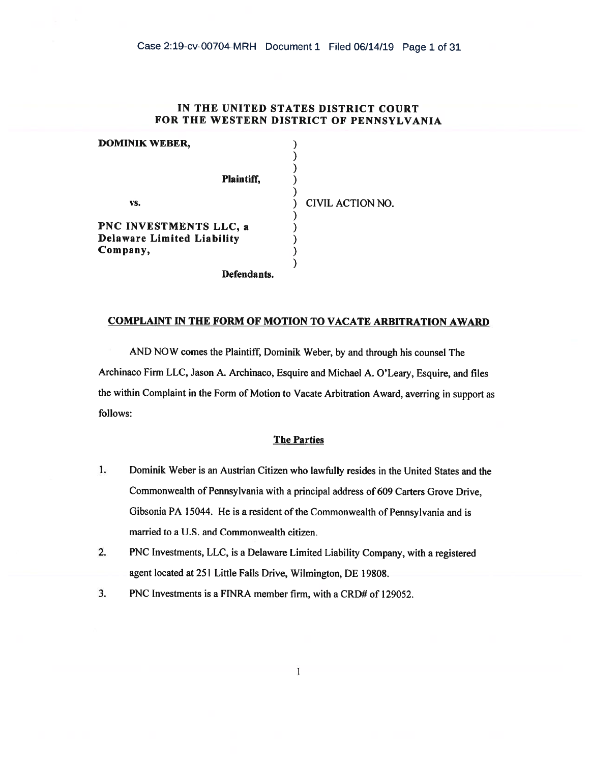# IN THE UNITED STATES DISTRICT COURT FOR THE WESTERN DISTRICT OF PENNSYLVANIA

**DOMINIK WEBER,**

**Plaintiff,**

vs.

**PNC INVESTMENTS LLC, a Delaware Limited Liability Company,**

**Defendants.**

CIVIL ACTION NO.

## COMPLAINT IN THE FORM OF MOTION TO VACATE ARBITRATION AWARD

AND NOW comes the Plaintiff, Dominik Weber, by and through his counsel The Archinaco Firm LLC, Jason A. Archinaco, Esquire and Michael A. O'Leary, Esquire, and files the within Complaint in the Form of Motion to Vacate Arbitration Award, averring in support as follows:

### The Parties

1. Dominik Weber is an Austrian Citizen who lawfully resides in the United States and the Commonwealth of Pennsylvania with a principal address of 609 Carters Grove Drive, Gibsonia PA 15044. He is a resident of the Commonwealth of Pennsylvania and is married to a U.S. and Commonwealth citizen.
2. PNC Investments, LLC, is a Delaware Limited Liability Company, with a registered agent located at 251 Little Falls Drive, Wilmington, DE 19808.
3. PNC Investments is a FINRA member firm, with a CRD# of 129052.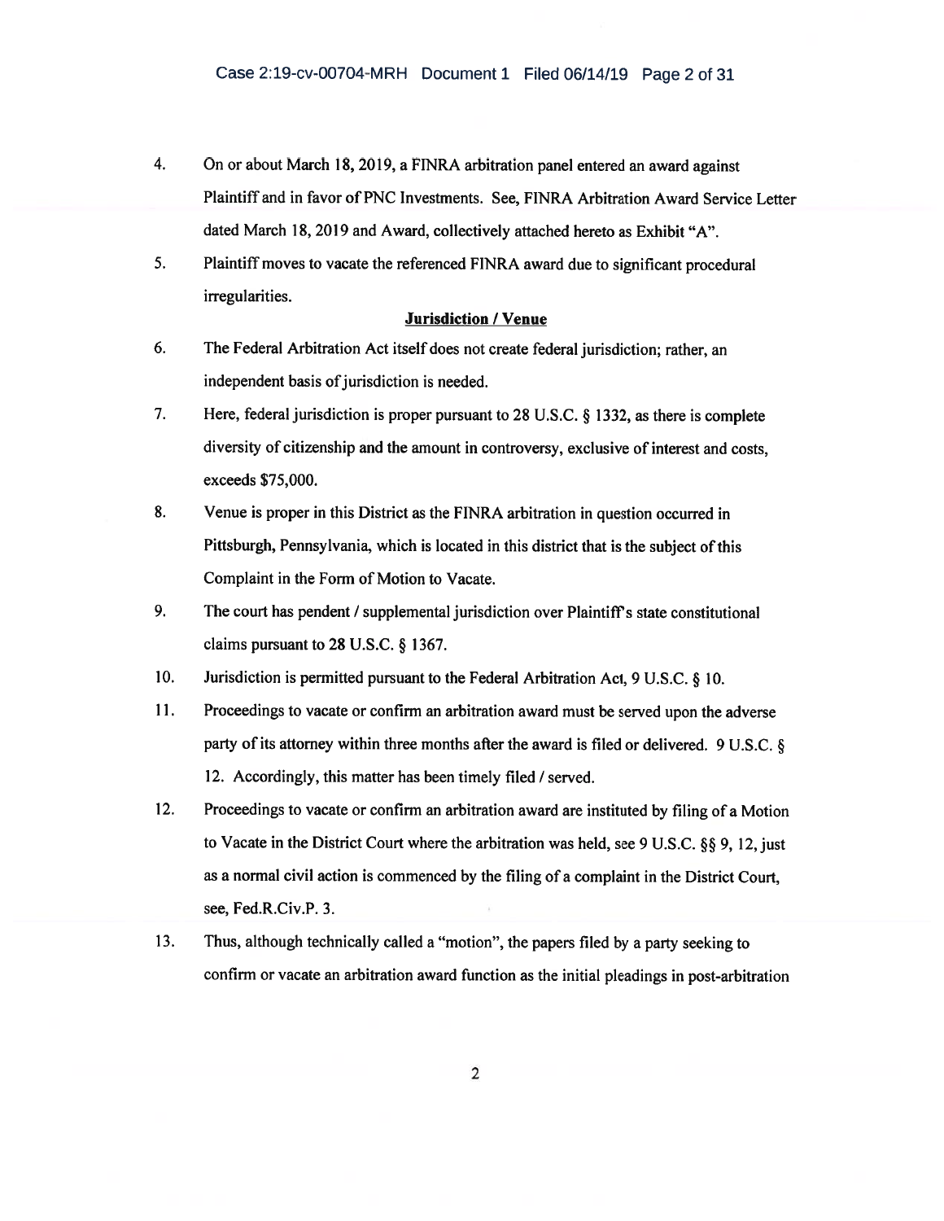4. On or about March 18, 2019, a FINRA arbitration panel entered an award against Plaintiff and in favor of PNC Investments. See, FINRA Arbitration Award Service Letter dated March 18, 2019 and Award, collectively attached hereto as Exhibit "A".

5. Plaintiff moves to vacate the referenced FINRA award due to significant procedural irregularities.

**Jurisdiction / Venue**

6. The Federal Arbitration Act itself does not create federal jurisdiction; rather, an independent basis of jurisdiction is needed.

7. Here, federal jurisdiction is proper pursuant to 28 U.S.C. § 1332, as there is complete diversity of citizenship and the amount in controversy, exclusive of interest and costs, exceeds $75,000.

8. Venue is proper in this District as the FINRA arbitration in question occurred in Pittsburgh, Pennsylvania, which is located in this district that is the subject of this Complaint in the Form of Motion to Vacate.

9. The court has pendent / supplemental jurisdiction over Plaintiff's state constitutional claims pursuant to 28 U.S.C. § 1367.

10. Jurisdiction is permitted pursuant to the Federal Arbitration Act, 9 U.S.C. § 10.

11. Proceedings to vacate or confirm an arbitration award must be served upon the adverse party of its attorney within three months after the award is filed or delivered. 9 U.S.C. § 12. Accordingly, this matter has been timely filed / served.

12. Proceedings to vacate or confirm an arbitration award are instituted by filing of a Motion to Vacate in the District Court where the arbitration was held, see 9 U.S.C. §§ 9, 12, just as a normal civil action is commenced by the filing of a complaint in the District Court, see, Fed.R.Civ.P. 3.

13. Thus, although technically called a "motion", the papers filed by a party seeking to confirm or vacate an arbitration award function as the initial pleadings in post-arbitration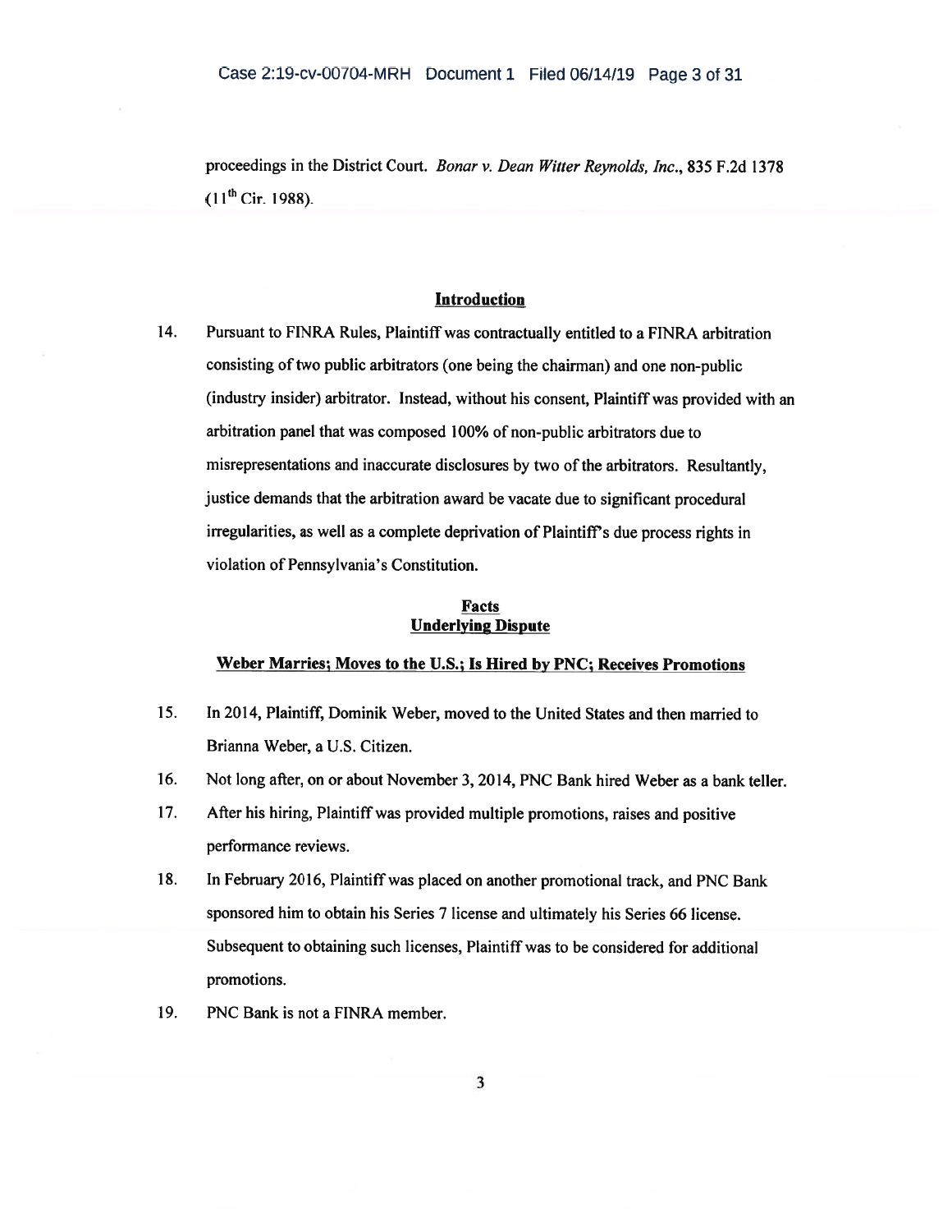proceedings in the District Court. *Bonar v. Dean Witter Reynolds, Inc.*, 835 F.2d 1378 (11th Cir. 1988).

## Introduction

14. Pursuant to FINRA Rules, Plaintiff was contractually entitled to a FINRA arbitration consisting of two public arbitrators (one being the chairman) and one non-public (industry insider) arbitrator. Instead, without his consent, Plaintiff was provided with an arbitration panel that was composed 100% of non-public arbitrators due to misrepresentations and inaccurate disclosures by two of the arbitrators. Resultantly, justice demands that the arbitration award be vacate due to significant procedural irregularities, as well as a complete deprivation of Plaintiff's due process rights in violation of Pennsylvania's Constitution.

## Facts
## Underlying Dispute

### Weber Marries; Moves to the U.S.; Is Hired by PNC; Receives Promotions

15. In 2014, Plaintiff, Dominik Weber, moved to the United States and then married to Brianna Weber, a U.S. Citizen.

16. Not long after, on or about November 3, 2014, PNC Bank hired Weber as a bank teller.

17. After his hiring, Plaintiff was provided multiple promotions, raises and positive performance reviews.

18. In February 2016, Plaintiff was placed on another promotional track, and PNC Bank sponsored him to obtain his Series 7 license and ultimately his Series 66 license. Subsequent to obtaining such licenses, Plaintiff was to be considered for additional promotions.

19. PNC Bank is not a FINRA member.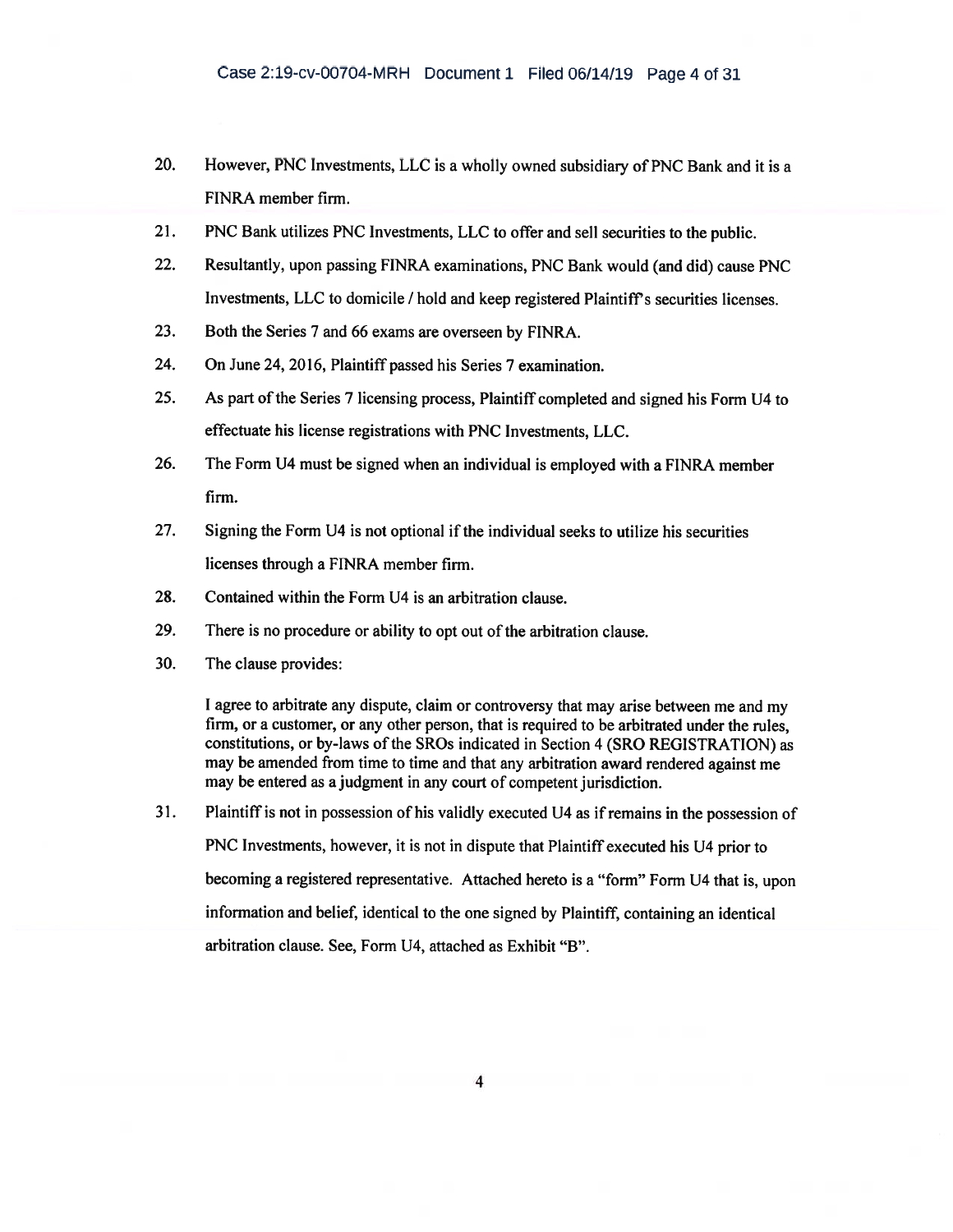20. However, PNC Investments, LLC is a wholly owned subsidiary of PNC Bank and it is a FINRA member firm.

21. PNC Bank utilizes PNC Investments, LLC to offer and sell securities to the public.

22. Resultantly, upon passing FINRA examinations, PNC Bank would (and did) cause PNC Investments, LLC to domicile / hold and keep registered Plaintiff's securities licenses.

23. Both the Series 7 and 66 exams are overseen by FINRA.

24. On June 24, 2016, Plaintiff passed his Series 7 examination.

25. As part of the Series 7 licensing process, Plaintiff completed and signed his Form U4 to effectuate his license registrations with PNC Investments, LLC.

26. The Form U4 must be signed when an individual is employed with a FINRA member firm.

27. Signing the Form U4 is not optional if the individual seeks to utilize his securities licenses through a FINRA member firm.

28. Contained within the Form U4 is an arbitration clause.

29. There is no procedure or ability to opt out of the arbitration clause.

30. The clause provides:

> I agree to arbitrate any dispute, claim or controversy that may arise between me and my firm, or a customer, or any other person, that is required to be arbitrated under the rules, constitutions, or by-laws of the SROs indicated in Section 4 (SRO REGISTRATION) as may be amended from time to time and that any arbitration award rendered against me may be entered as a judgment in any court of competent jurisdiction.

31. Plaintiff is not in possession of his validly executed U4 as if remains in the possession of PNC Investments, however, it is not in dispute that Plaintiff executed his U4 prior to becoming a registered representative. Attached hereto is a "form" Form U4 that is, upon information and belief, identical to the one signed by Plaintiff, containing an identical arbitration clause. See, Form U4, attached as Exhibit "B".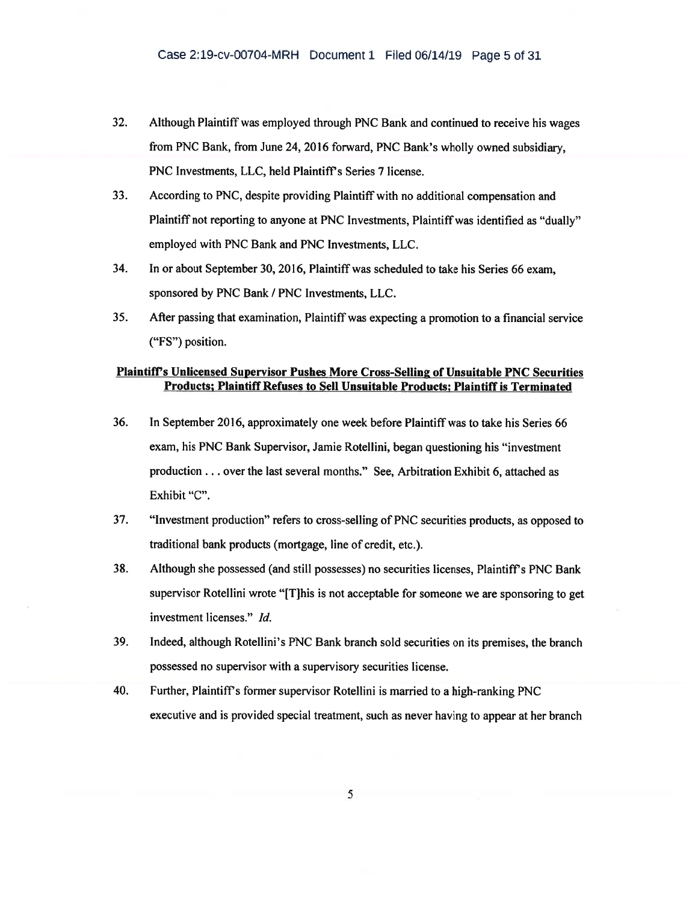32. Although Plaintiff was employed through PNC Bank and continued to receive his wages from PNC Bank, from June 24, 2016 forward, PNC Bank's wholly owned subsidiary, PNC Investments, LLC, held Plaintiff's Series 7 license.

33. According to PNC, despite providing Plaintiff with no additional compensation and Plaintiff not reporting to anyone at PNC Investments, Plaintiff was identified as "dually" employed with PNC Bank and PNC Investments, LLC.

34. In or about September 30, 2016, Plaintiff was scheduled to take his Series 66 exam, sponsored by PNC Bank / PNC Investments, LLC.

35. After passing that examination, Plaintiff was expecting a promotion to a financial service ("FS") position.

**Plaintiff's Unlicensed Supervisor Pushes More Cross-Selling of Unsuitable PNC Securities Products; Plaintiff Refuses to Sell Unsuitable Products; Plaintiff is Terminated**

36. In September 2016, approximately one week before Plaintiff was to take his Series 66 exam, his PNC Bank Supervisor, Jamie Rotellini, began questioning his "investment production . . . over the last several months." See, Arbitration Exhibit 6, attached as Exhibit "C".

37. "Investment production" refers to cross-selling of PNC securities products, as opposed to traditional bank products (mortgage, line of credit, etc.).

38. Although she possessed (and still possesses) no securities licenses, Plaintiff's PNC Bank supervisor Rotellini wrote "[T]his is not acceptable for someone we are sponsoring to get investment licenses." *Id.*

39. Indeed, although Rotellini's PNC Bank branch sold securities on its premises, the branch possessed no supervisor with a supervisory securities license.

40. Further, Plaintiff's former supervisor Rotellini is married to a high-ranking PNC executive and is provided special treatment, such as never having to appear at her branch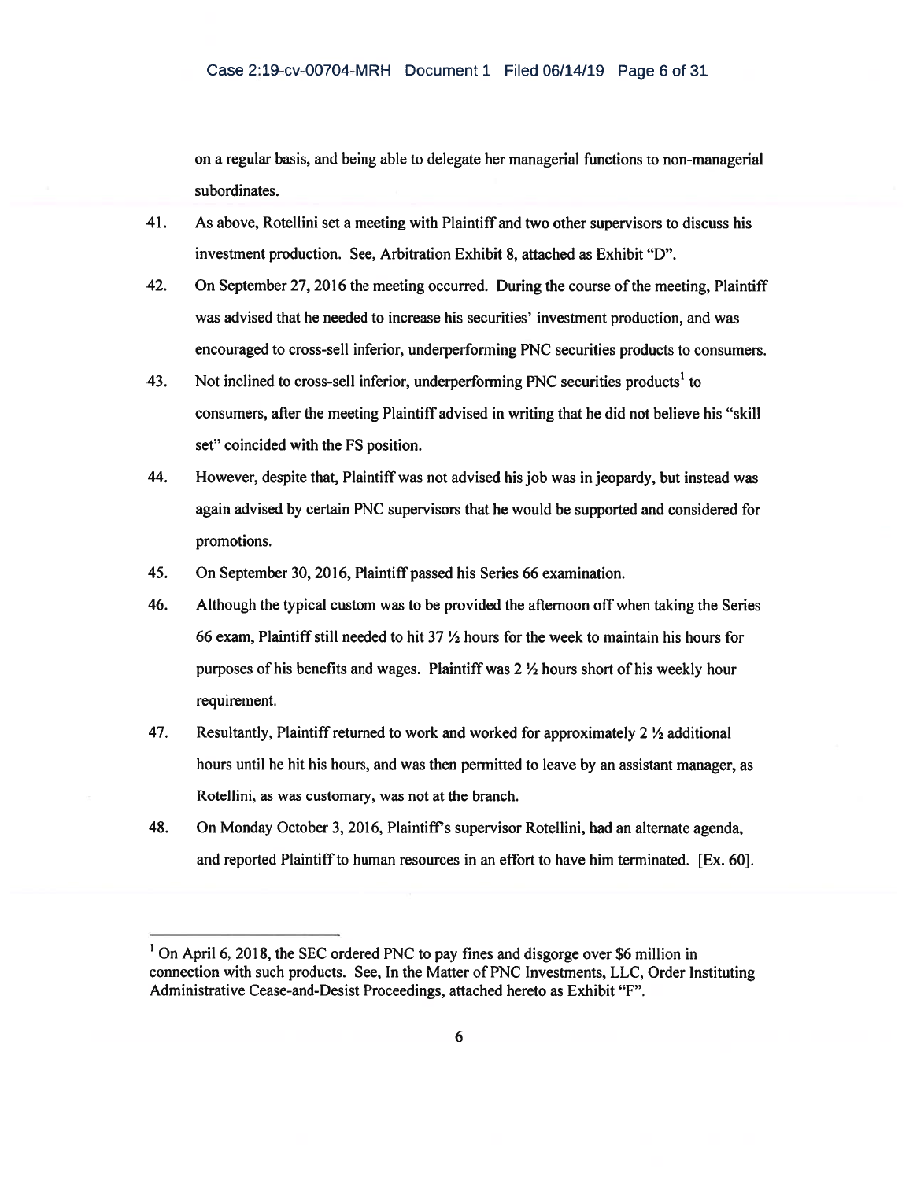on a regular basis, and being able to delegate her managerial functions to non-managerial subordinates.

41. As above, Rotellini set a meeting with Plaintiff and two other supervisors to discuss his investment production. See, Arbitration Exhibit 8, attached as Exhibit "D".

42. On September 27, 2016 the meeting occurred. During the course of the meeting, Plaintiff was advised that he needed to increase his securities' investment production, and was encouraged to cross-sell inferior, underperforming PNC securities products to consumers.

43. Not inclined to cross-sell inferior, underperforming PNC securities products[1] to consumers, after the meeting Plaintiff advised in writing that he did not believe his "skill set" coincided with the FS position.

44. However, despite that, Plaintiff was not advised his job was in jeopardy, but instead was again advised by certain PNC supervisors that he would be supported and considered for promotions.

45. On September 30, 2016, Plaintiff passed his Series 66 examination.

46. Although the typical custom was to be provided the afternoon off when taking the Series 66 exam, Plaintiff still needed to hit 37 ½ hours for the week to maintain his hours for purposes of his benefits and wages. Plaintiff was 2 ½ hours short of his weekly hour requirement.

47. Resultantly, Plaintiff returned to work and worked for approximately 2 ½ additional hours until he hit his hours, and was then permitted to leave by an assistant manager, as Rotellini, as was customary, was not at the branch.

48. On Monday October 3, 2016, Plaintiff's supervisor Rotellini, had an alternate agenda, and reported Plaintiff to human resources in an effort to have him terminated. [Ex. 60].

---

[1] On April 6, 2018, the SEC ordered PNC to pay fines and disgorge over $6 million in connection with such products. See, In the Matter of PNC Investments, LLC, Order Instituting Administrative Cease-and-Desist Proceedings, attached hereto as Exhibit "F".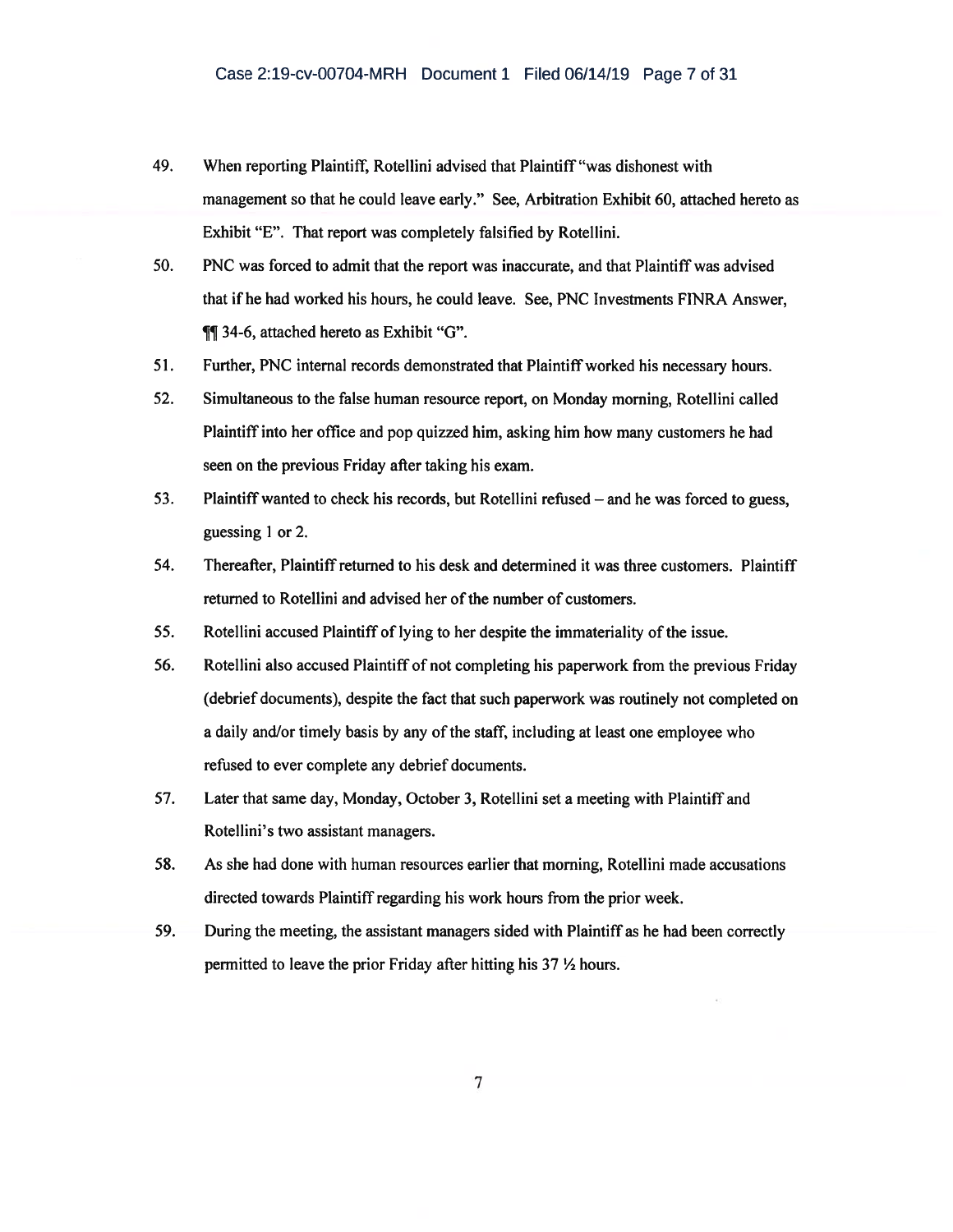49. When reporting Plaintiff, Rotellini advised that Plaintiff "was dishonest with management so that he could leave early." See, Arbitration Exhibit 60, attached hereto as Exhibit "E". That report was completely falsified by Rotellini.

50. PNC was forced to admit that the report was inaccurate, and that Plaintiff was advised that if he had worked his hours, he could leave. See, PNC Investments FINRA Answer, ¶¶ 34-6, attached hereto as Exhibit "G".

51. Further, PNC internal records demonstrated that Plaintiff worked his necessary hours.

52. Simultaneous to the false human resource report, on Monday morning, Rotellini called Plaintiff into her office and pop quizzed him, asking him how many customers he had seen on the previous Friday after taking his exam.

53. Plaintiff wanted to check his records, but Rotellini refused – and he was forced to guess, guessing 1 or 2.

54. Thereafter, Plaintiff returned to his desk and determined it was three customers. Plaintiff returned to Rotellini and advised her of the number of customers.

55. Rotellini accused Plaintiff of lying to her despite the immateriality of the issue.

56. Rotellini also accused Plaintiff of not completing his paperwork from the previous Friday (debrief documents), despite the fact that such paperwork was routinely not completed on a daily and/or timely basis by any of the staff, including at least one employee who refused to ever complete any debrief documents.

57. Later that same day, Monday, October 3, Rotellini set a meeting with Plaintiff and Rotellini's two assistant managers.

58. As she had done with human resources earlier that morning, Rotellini made accusations directed towards Plaintiff regarding his work hours from the prior week.

59. During the meeting, the assistant managers sided with Plaintiff as he had been correctly permitted to leave the prior Friday after hitting his 37 ½ hours.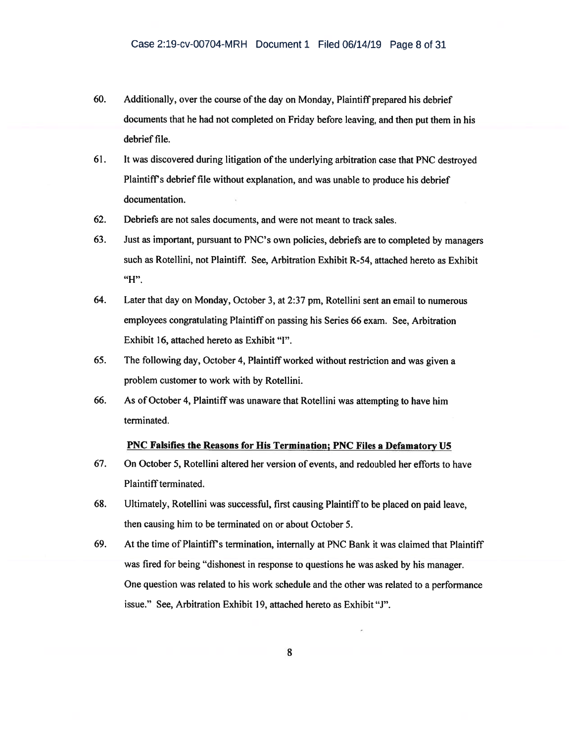60. Additionally, over the course of the day on Monday, Plaintiff prepared his debrief documents that he had not completed on Friday before leaving, and then put them in his debrief file.

61. It was discovered during litigation of the underlying arbitration case that PNC destroyed Plaintiff's debrief file without explanation, and was unable to produce his debrief documentation.

62. Debriefs are not sales documents, and were not meant to track sales.

63. Just as important, pursuant to PNC's own policies, debriefs are to completed by managers such as Rotellini, not Plaintiff. See, Arbitration Exhibit R-54, attached hereto as Exhibit "H".

64. Later that day on Monday, October 3, at 2:37 pm, Rotellini sent an email to numerous employees congratulating Plaintiff on passing his Series 66 exam. See, Arbitration Exhibit 16, attached hereto as Exhibit "I".

65. The following day, October 4, Plaintiff worked without restriction and was given a problem customer to work with by Rotellini.

66. As of October 4, Plaintiff was unaware that Rotellini was attempting to have him terminated.

**PNC Falsifies the Reasons for His Termination; PNC Files a Defamatory U5**

67. On October 5, Rotellini altered her version of events, and redoubled her efforts to have Plaintiff terminated.

68. Ultimately, Rotellini was successful, first causing Plaintiff to be placed on paid leave, then causing him to be terminated on or about October 5.

69. At the time of Plaintiff's termination, internally at PNC Bank it was claimed that Plaintiff was fired for being "dishonest in response to questions he was asked by his manager. One question was related to his work schedule and the other was related to a performance issue." See, Arbitration Exhibit 19, attached hereto as Exhibit "J".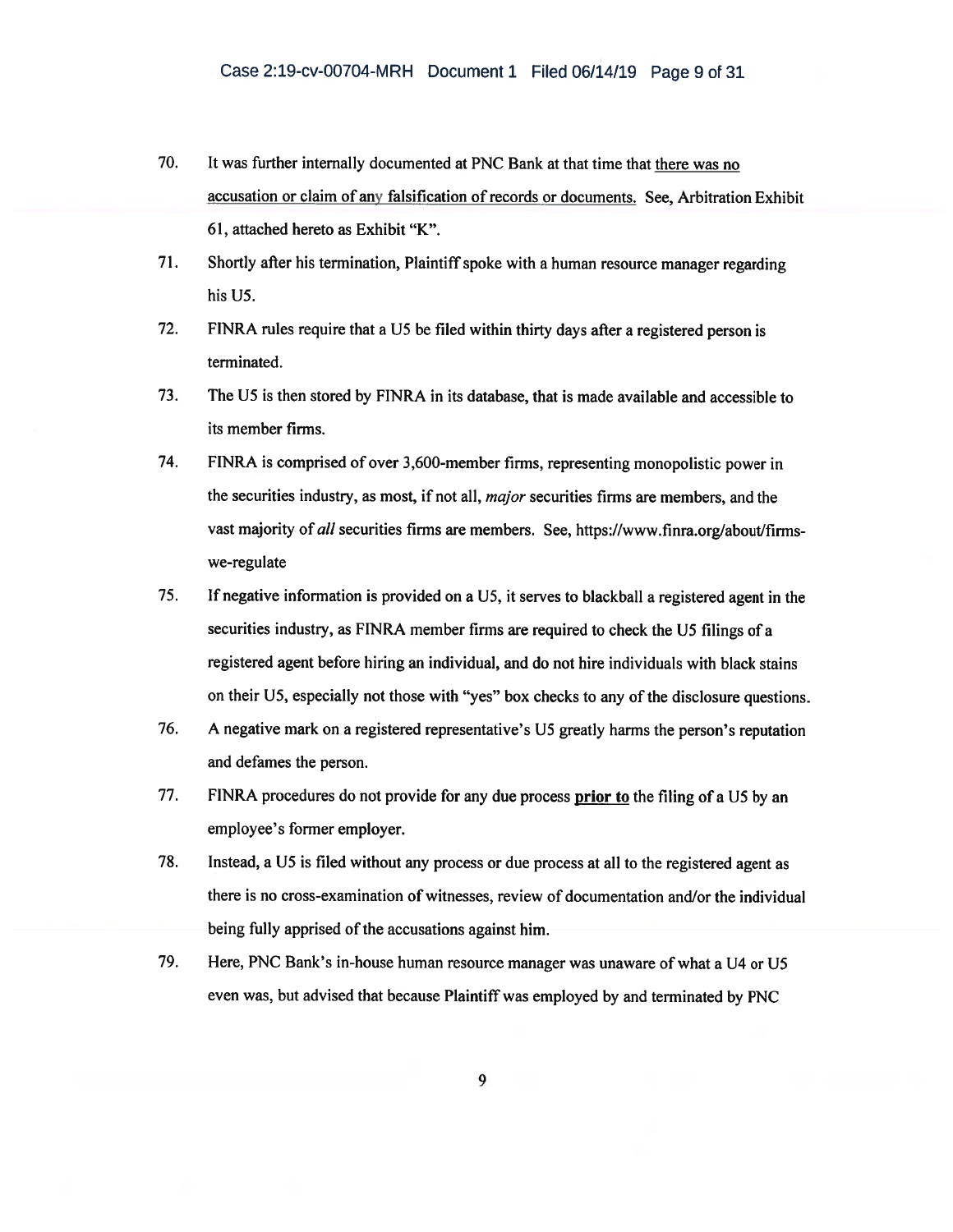70. It was further internally documented at PNC Bank at that time that <u>there was no accusation or claim of any falsification of records or documents.</u> See, Arbitration Exhibit 61, attached hereto as Exhibit "K".

71. Shortly after his termination, Plaintiff spoke with a human resource manager regarding his U5.

72. FINRA rules require that a U5 be filed within thirty days after a registered person is terminated.

73. The U5 is then stored by FINRA in its database, that is made available and accessible to its member firms.

74. FINRA is comprised of over 3,600-member firms, representing monopolistic power in the securities industry, as most, if not all, *major* securities firms are members, and the vast majority of *all* securities firms are members. See, https://www.finra.org/about/firms-we-regulate

75. If negative information is provided on a U5, it serves to blackball a registered agent in the securities industry, as FINRA member firms are required to check the U5 filings of a registered agent before hiring an individual, and do not hire individuals with black stains on their U5, especially not those with "yes" box checks to any of the disclosure questions.

76. A negative mark on a registered representative's U5 greatly harms the person's reputation and defames the person.

77. FINRA procedures do not provide for any due process **<u>prior to</u>** the filing of a U5 by an employee's former employer.

78. Instead, a U5 is filed without any process or due process at all to the registered agent as there is no cross-examination of witnesses, review of documentation and/or the individual being fully apprised of the accusations against him.

79. Here, PNC Bank's in-house human resource manager was unaware of what a U4 or U5 even was, but advised that because Plaintiff was employed by and terminated by PNC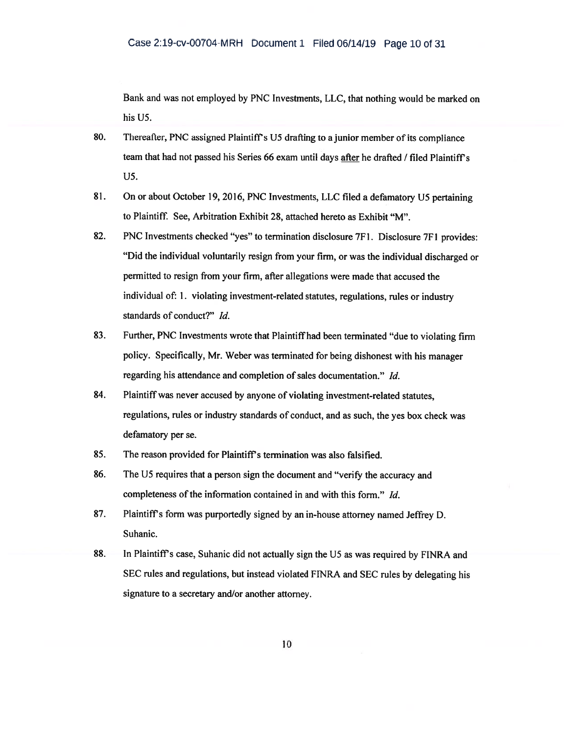Bank and was not employed by PNC Investments, LLC, that nothing would be marked on his U5.

80. Thereafter, PNC assigned Plaintiff's U5 drafting to a junior member of its compliance team that had not passed his Series 66 exam until days <u>after</u> he drafted / filed Plaintiff's U5.

81. On or about October 19, 2016, PNC Investments, LLC filed a defamatory U5 pertaining to Plaintiff. See, Arbitration Exhibit 28, attached hereto as Exhibit "M".

82. PNC Investments checked "yes" to termination disclosure 7F1. Disclosure 7F1 provides: "Did the individual voluntarily resign from your firm, or was the individual discharged or permitted to resign from your firm, after allegations were made that accused the individual of: 1. violating investment-related statutes, regulations, rules or industry standards of conduct?" *Id.*

83. Further, PNC Investments wrote that Plaintiff had been terminated "due to violating firm policy. Specifically, Mr. Weber was terminated for being dishonest with his manager regarding his attendance and completion of sales documentation." *Id.*

84. Plaintiff was never accused by anyone of violating investment-related statutes, regulations, rules or industry standards of conduct, and as such, the yes box check was defamatory per se.

85. The reason provided for Plaintiff's termination was also falsified.

86. The U5 requires that a person sign the document and "verify the accuracy and completeness of the information contained in and with this form." *Id.*

87. Plaintiff's form was purportedly signed by an in-house attorney named Jeffrey D. Suhanic.

88. In Plaintiff's case, Suhanic did not actually sign the U5 as was required by FINRA and SEC rules and regulations, but instead violated FINRA and SEC rules by delegating his signature to a secretary and/or another attorney.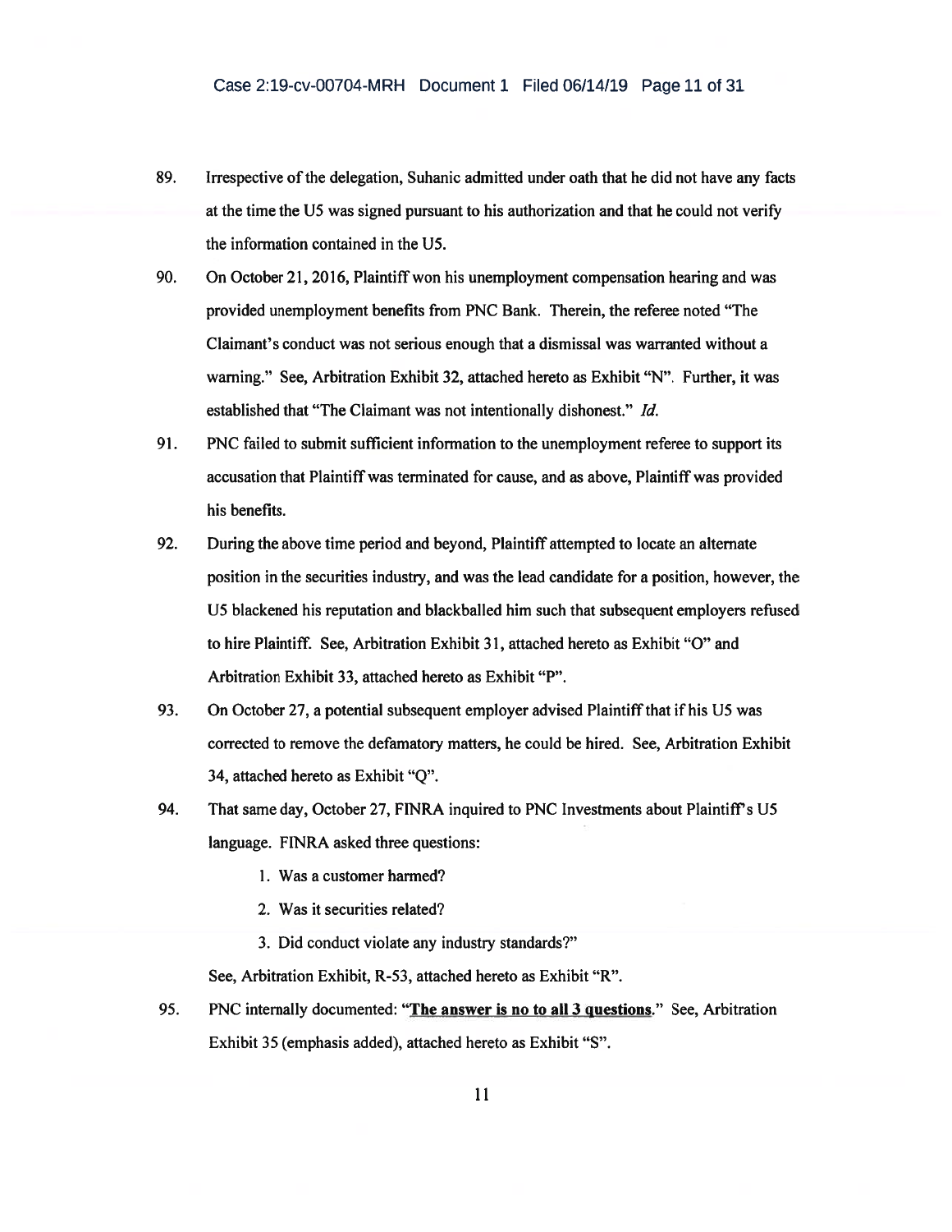89. Irrespective of the delegation, Suhanic admitted under oath that he did not have any facts at the time the U5 was signed pursuant to his authorization and that he could not verify the information contained in the U5.

90. On October 21, 2016, Plaintiff won his unemployment compensation hearing and was provided unemployment benefits from PNC Bank. Therein, the referee noted "The Claimant's conduct was not serious enough that a dismissal was warranted without a warning." See, Arbitration Exhibit 32, attached hereto as Exhibit "N". Further, it was established that "The Claimant was not intentionally dishonest." *Id.*

91. PNC failed to submit sufficient information to the unemployment referee to support its accusation that Plaintiff was terminated for cause, and as above, Plaintiff was provided his benefits.

92. During the above time period and beyond, Plaintiff attempted to locate an alternate position in the securities industry, and was the lead candidate for a position, however, the U5 blackened his reputation and blackballed him such that subsequent employers refused to hire Plaintiff. See, Arbitration Exhibit 31, attached hereto as Exhibit "O" and Arbitration Exhibit 33, attached hereto as Exhibit "P".

93. On October 27, a potential subsequent employer advised Plaintiff that if his U5 was corrected to remove the defamatory matters, he could be hired. See, Arbitration Exhibit 34, attached hereto as Exhibit "Q".

94. That same day, October 27, FINRA inquired to PNC Investments about Plaintiff's U5 language. FINRA asked three questions:

    1. Was a customer harmed?
    2. Was it securities related?
    3. Did conduct violate any industry standards?"

    See, Arbitration Exhibit, R-53, attached hereto as Exhibit "R".

95. PNC internally documented: "**<u>The answer is no to all 3 questions</u>**." See, Arbitration Exhibit 35 (emphasis added), attached hereto as Exhibit "S".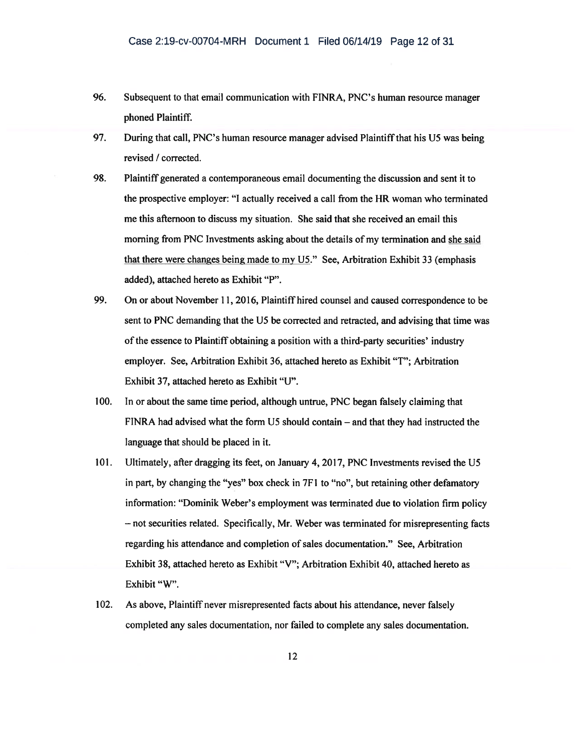96. Subsequent to that email communication with FINRA, PNC's human resource manager phoned Plaintiff.

97. During that call, PNC's human resource manager advised Plaintiff that his U5 was being revised / corrected.

98. Plaintiff generated a contemporaneous email documenting the discussion and sent it to the prospective employer: "I actually received a call from the HR woman who terminated me this afternoon to discuss my situation. She said that she received an email this morning from PNC Investments asking about the details of my termination and <u>she said that there were changes being made to my U5</u>." See, Arbitration Exhibit 33 (emphasis added), attached hereto as Exhibit "P".

99. On or about November 11, 2016, Plaintiff hired counsel and caused correspondence to be sent to PNC demanding that the U5 be corrected and retracted, and advising that time was of the essence to Plaintiff obtaining a position with a third-party securities' industry employer. See, Arbitration Exhibit 36, attached hereto as Exhibit "T"; Arbitration Exhibit 37, attached hereto as Exhibit "U".

100. In or about the same time period, although untrue, PNC began falsely claiming that FINRA had advised what the form U5 should contain – and that they had instructed the language that should be placed in it.

101. Ultimately, after dragging its feet, on January 4, 2017, PNC Investments revised the U5 in part, by changing the "yes" box check in 7F1 to "no", but retaining other defamatory information: "Dominik Weber's employment was terminated due to violation firm policy – not securities related. Specifically, Mr. Weber was terminated for misrepresenting facts regarding his attendance and completion of sales documentation." See, Arbitration Exhibit 38, attached hereto as Exhibit "V"; Arbitration Exhibit 40, attached hereto as Exhibit "W".

102. As above, Plaintiff never misrepresented facts about his attendance, never falsely completed any sales documentation, nor failed to complete any sales documentation.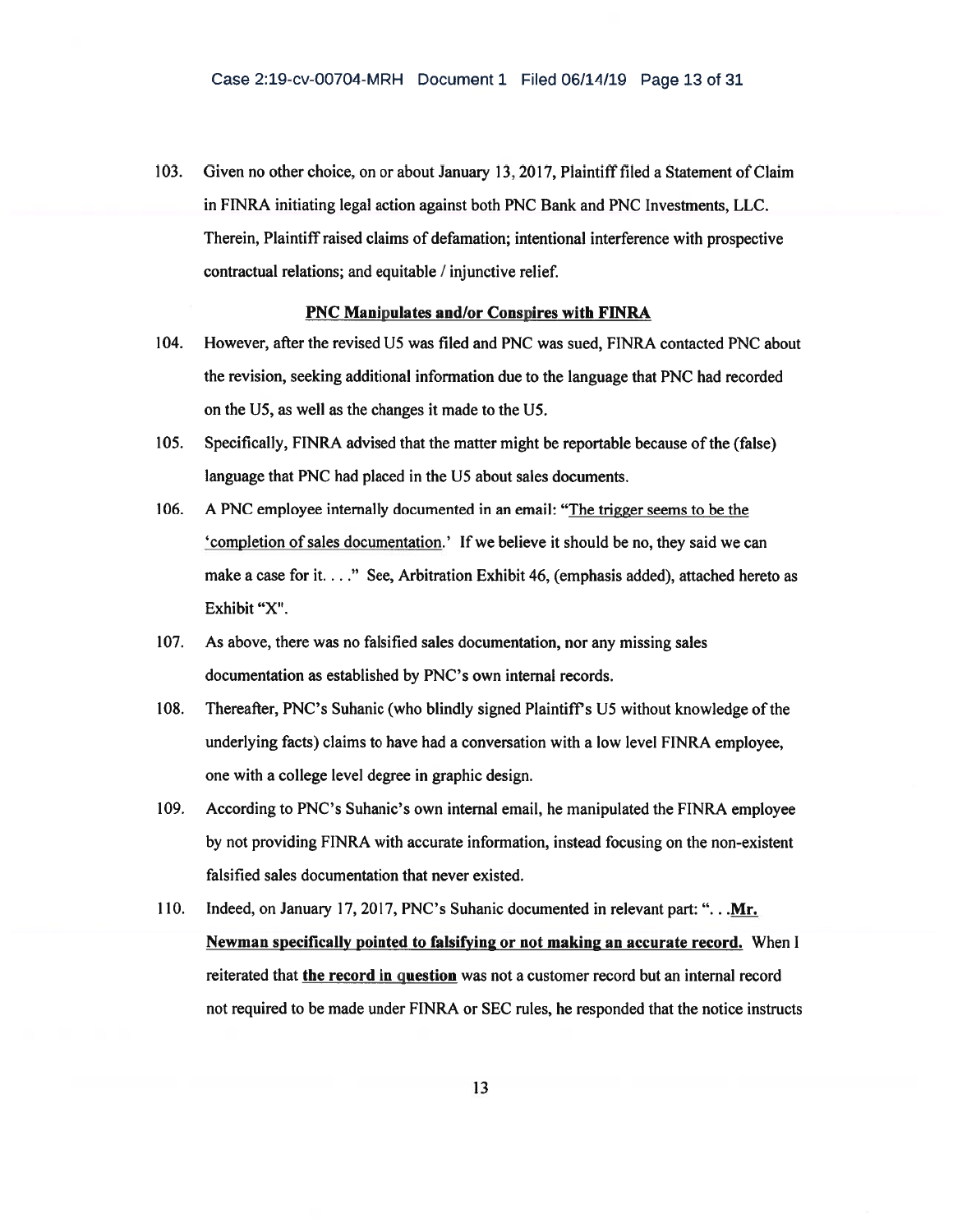103. Given no other choice, on or about January 13, 2017, Plaintiff filed a Statement of Claim in FINRA initiating legal action against both PNC Bank and PNC Investments, LLC. Therein, Plaintiff raised claims of defamation; intentional interference with prospective contractual relations; and equitable / injunctive relief.

**PNC Manipulates and/or Conspires with FINRA**

104. However, after the revised U5 was filed and PNC was sued, FINRA contacted PNC about the revision, seeking additional information due to the language that PNC had recorded on the U5, as well as the changes it made to the U5.

105. Specifically, FINRA advised that the matter might be reportable because of the (false) language that PNC had placed in the U5 about sales documents.

106. A PNC employee internally documented in an email: "The trigger seems to be the 'completion of sales documentation.' If we believe it should be no, they said we can make a case for it. . . ." See, Arbitration Exhibit 46, (emphasis added), attached hereto as Exhibit "X".

107. As above, there was no falsified sales documentation, nor any missing sales documentation as established by PNC's own internal records.

108. Thereafter, PNC's Suhanic (who blindly signed Plaintiff's U5 without knowledge of the underlying facts) claims to have had a conversation with a low level FINRA employee, one with a college level degree in graphic design.

109. According to PNC's Suhanic's own internal email, he manipulated the FINRA employee by not providing FINRA with accurate information, instead focusing on the non-existent falsified sales documentation that never existed.

110. Indeed, on January 17, 2017, PNC's Suhanic documented in relevant part: ". . .**Mr. Newman specifically pointed to falsifying or not making an accurate record.** When I reiterated that **the record in question** was not a customer record but an internal record not required to be made under FINRA or SEC rules, he responded that the notice instructs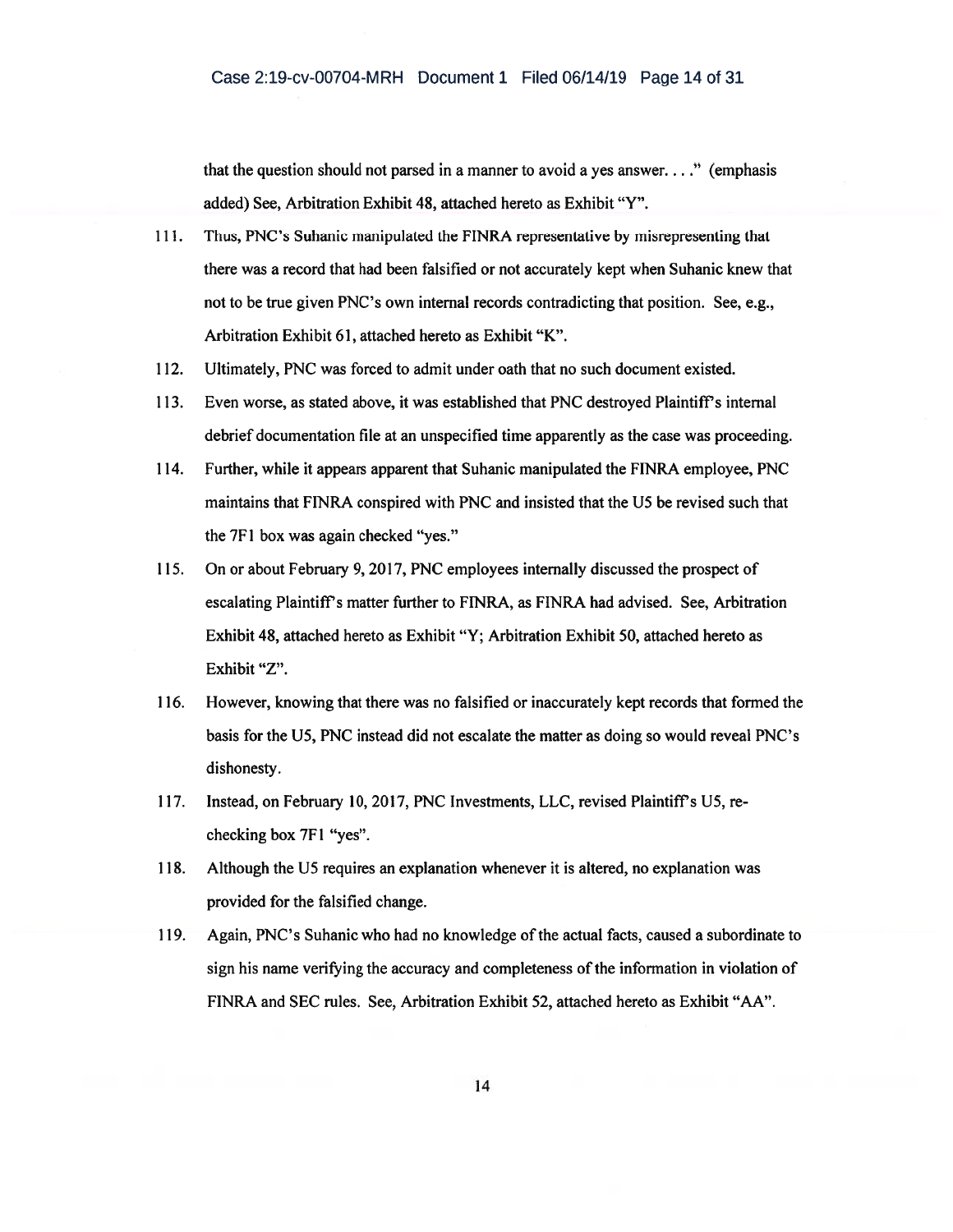that the question should not parsed in a manner to avoid a yes answer. . . ." (emphasis added) See, Arbitration Exhibit 48, attached hereto as Exhibit "Y".

111. Thus, PNC's Suhanic manipulated the FINRA representative by misrepresenting that there was a record that had been falsified or not accurately kept when Suhanic knew that not to be true given PNC's own internal records contradicting that position. See, e.g., Arbitration Exhibit 61, attached hereto as Exhibit "K".

112. Ultimately, PNC was forced to admit under oath that no such document existed.

113. Even worse, as stated above, it was established that PNC destroyed Plaintiff's internal debrief documentation file at an unspecified time apparently as the case was proceeding.

114. Further, while it appears apparent that Suhanic manipulated the FINRA employee, PNC maintains that FINRA conspired with PNC and insisted that the U5 be revised such that the 7F1 box was again checked "yes."

115. On or about February 9, 2017, PNC employees internally discussed the prospect of escalating Plaintiff's matter further to FINRA, as FINRA had advised. See, Arbitration Exhibit 48, attached hereto as Exhibit "Y; Arbitration Exhibit 50, attached hereto as Exhibit "Z".

116. However, knowing that there was no falsified or inaccurately kept records that formed the basis for the U5, PNC instead did not escalate the matter as doing so would reveal PNC's dishonesty.

117. Instead, on February 10, 2017, PNC Investments, LLC, revised Plaintiff's U5, re-checking box 7F1 "yes".

118. Although the U5 requires an explanation whenever it is altered, no explanation was provided for the falsified change.

119. Again, PNC's Suhanic who had no knowledge of the actual facts, caused a subordinate to sign his name verifying the accuracy and completeness of the information in violation of FINRA and SEC rules. See, Arbitration Exhibit 52, attached hereto as Exhibit "AA".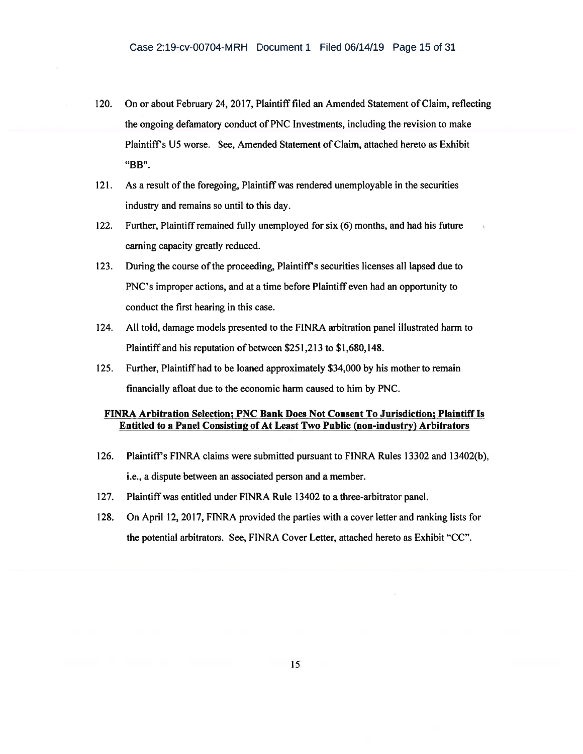120. On or about February 24, 2017, Plaintiff filed an Amended Statement of Claim, reflecting the ongoing defamatory conduct of PNC Investments, including the revision to make Plaintiff's U5 worse. See, Amended Statement of Claim, attached hereto as Exhibit "BB".

121. As a result of the foregoing, Plaintiff was rendered unemployable in the securities industry and remains so until to this day.

122. Further, Plaintiff remained fully unemployed for six (6) months, and had his future earning capacity greatly reduced.

123. During the course of the proceeding, Plaintiff's securities licenses all lapsed due to PNC's improper actions, and at a time before Plaintiff even had an opportunity to conduct the first hearing in this case.

124. All told, damage models presented to the FINRA arbitration panel illustrated harm to Plaintiff and his reputation of between $251,213 to $1,680,148.

125. Further, Plaintiff had to be loaned approximately $34,000 by his mother to remain financially afloat due to the economic harm caused to him by PNC.

**FINRA Arbitration Selection; PNC Bank Does Not Consent To Jurisdiction; Plaintiff Is Entitled to a Panel Consisting of At Least Two Public (non-industry) Arbitrators**

126. Plaintiff's FINRA claims were submitted pursuant to FINRA Rules 13302 and 13402(b), i.e., a dispute between an associated person and a member.

127. Plaintiff was entitled under FINRA Rule 13402 to a three-arbitrator panel.

128. On April 12, 2017, FINRA provided the parties with a cover letter and ranking lists for the potential arbitrators. See, FINRA Cover Letter, attached hereto as Exhibit "CC".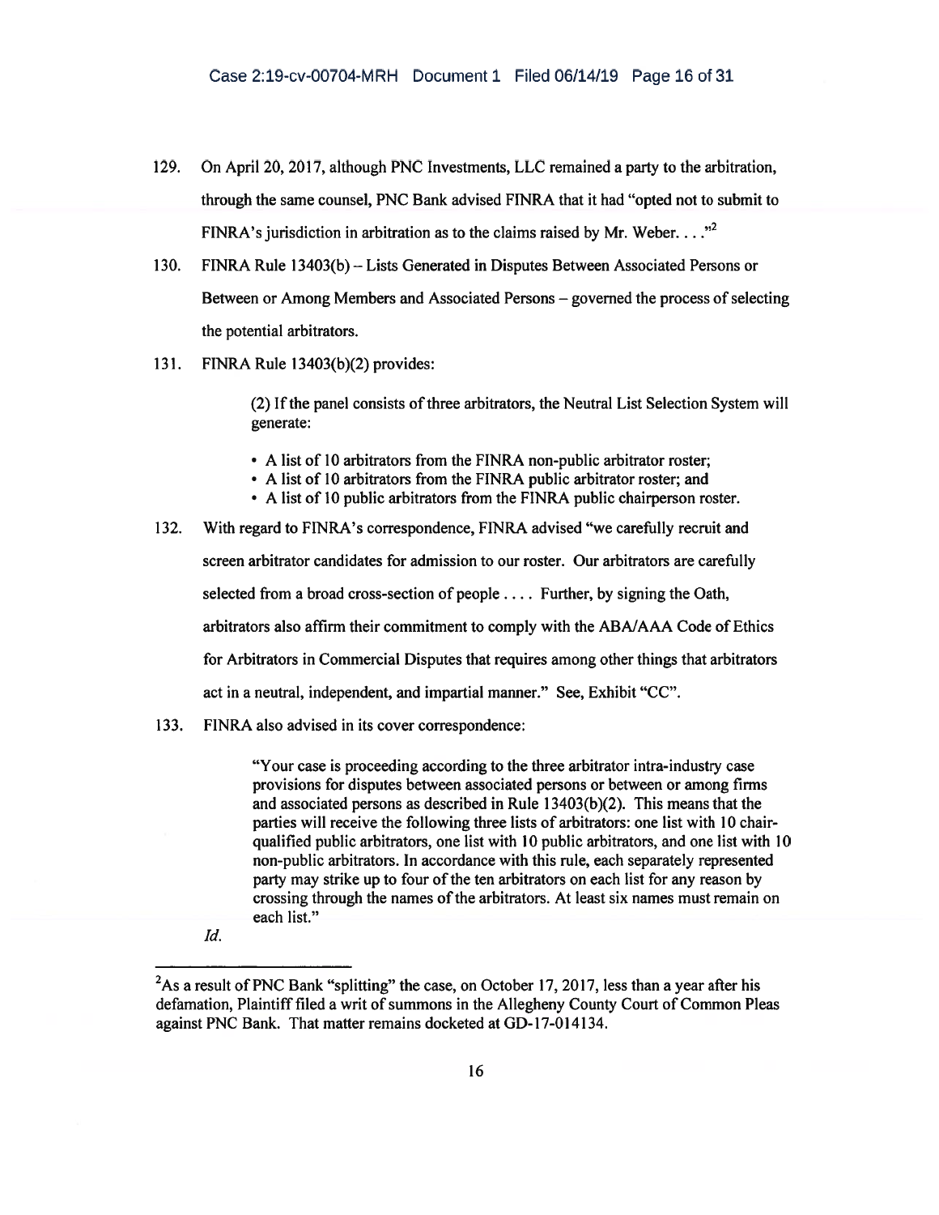129. On April 20, 2017, although PNC Investments, LLC remained a party to the arbitration, through the same counsel, PNC Bank advised FINRA that it had "opted not to submit to FINRA's jurisdiction in arbitration as to the claims raised by Mr. Weber. . . ."[2]

130. FINRA Rule 13403(b) – Lists Generated in Disputes Between Associated Persons or Between or Among Members and Associated Persons – governed the process of selecting the potential arbitrators.

131. FINRA Rule 13403(b)(2) provides:

> (2) If the panel consists of three arbitrators, the Neutral List Selection System will generate:
>
> - A list of 10 arbitrators from the FINRA non-public arbitrator roster;
> - A list of 10 arbitrators from the FINRA public arbitrator roster; and
> - A list of 10 public arbitrators from the FINRA public chairperson roster.

132. With regard to FINRA's correspondence, FINRA advised "we carefully recruit and screen arbitrator candidates for admission to our roster. Our arbitrators are carefully selected from a broad cross-section of people . . . . Further, by signing the Oath, arbitrators also affirm their commitment to comply with the ABA/AAA Code of Ethics for Arbitrators in Commercial Disputes that requires among other things that arbitrators act in a neutral, independent, and impartial manner." See, Exhibit "CC".

133. FINRA also advised in its cover correspondence:

> "Your case is proceeding according to the three arbitrator intra-industry case provisions for disputes between associated persons or between or among firms and associated persons as described in Rule 13403(b)(2). This means that the parties will receive the following three lists of arbitrators: one list with 10 chair-qualified public arbitrators, one list with 10 public arbitrators, and one list with 10 non-public arbitrators. In accordance with this rule, each separately represented party may strike up to four of the ten arbitrators on each list for any reason by crossing through the names of the arbitrators. At least six names must remain on each list."

*Id.*

---

[2] As a result of PNC Bank "splitting" the case, on October 17, 2017, less than a year after his defamation, Plaintiff filed a writ of summons in the Allegheny County Court of Common Pleas against PNC Bank. That matter remains docketed at GD-17-014134.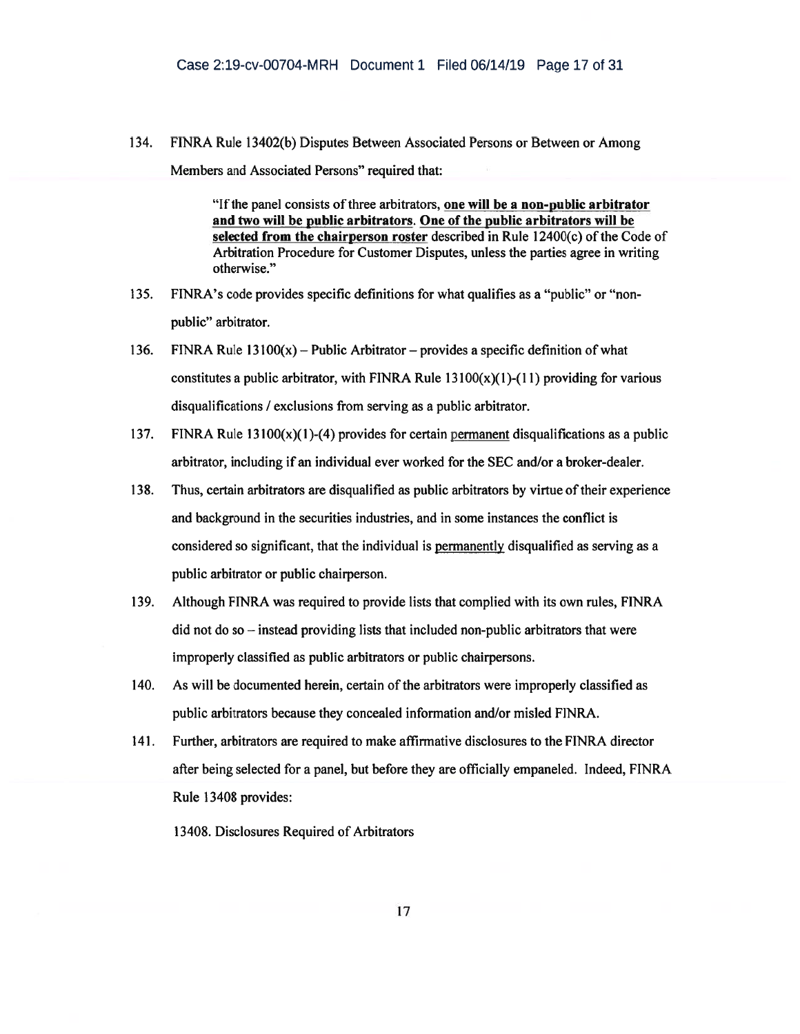134. FINRA Rule 13402(b) Disputes Between Associated Persons or Between or Among Members and Associated Persons" required that:

> "If the panel consists of three arbitrators, **one will be a non-public arbitrator and two will be public arbitrators. One of the public arbitrators will be selected from the chairperson roster** described in Rule 12400(c) of the Code of Arbitration Procedure for Customer Disputes, unless the parties agree in writing otherwise."

135. FINRA's code provides specific definitions for what qualifies as a "public" or "non-public" arbitrator.

136. FINRA Rule 13100(x) – Public Arbitrator – provides a specific definition of what constitutes a public arbitrator, with FINRA Rule 13100(x)(1)-(11) providing for various disqualifications / exclusions from serving as a public arbitrator.

137. FINRA Rule 13100(x)(1)-(4) provides for certain permanent disqualifications as a public arbitrator, including if an individual ever worked for the SEC and/or a broker-dealer.

138. Thus, certain arbitrators are disqualified as public arbitrators by virtue of their experience and background in the securities industries, and in some instances the conflict is considered so significant, that the individual is permanently disqualified as serving as a public arbitrator or public chairperson.

139. Although FINRA was required to provide lists that complied with its own rules, FINRA did not do so – instead providing lists that included non-public arbitrators that were improperly classified as public arbitrators or public chairpersons.

140. As will be documented herein, certain of the arbitrators were improperly classified as public arbitrators because they concealed information and/or misled FINRA.

141. Further, arbitrators are required to make affirmative disclosures to the FINRA director after being selected for a panel, but before they are officially empaneled. Indeed, FINRA Rule 13408 provides:

13408. Disclosures Required of Arbitrators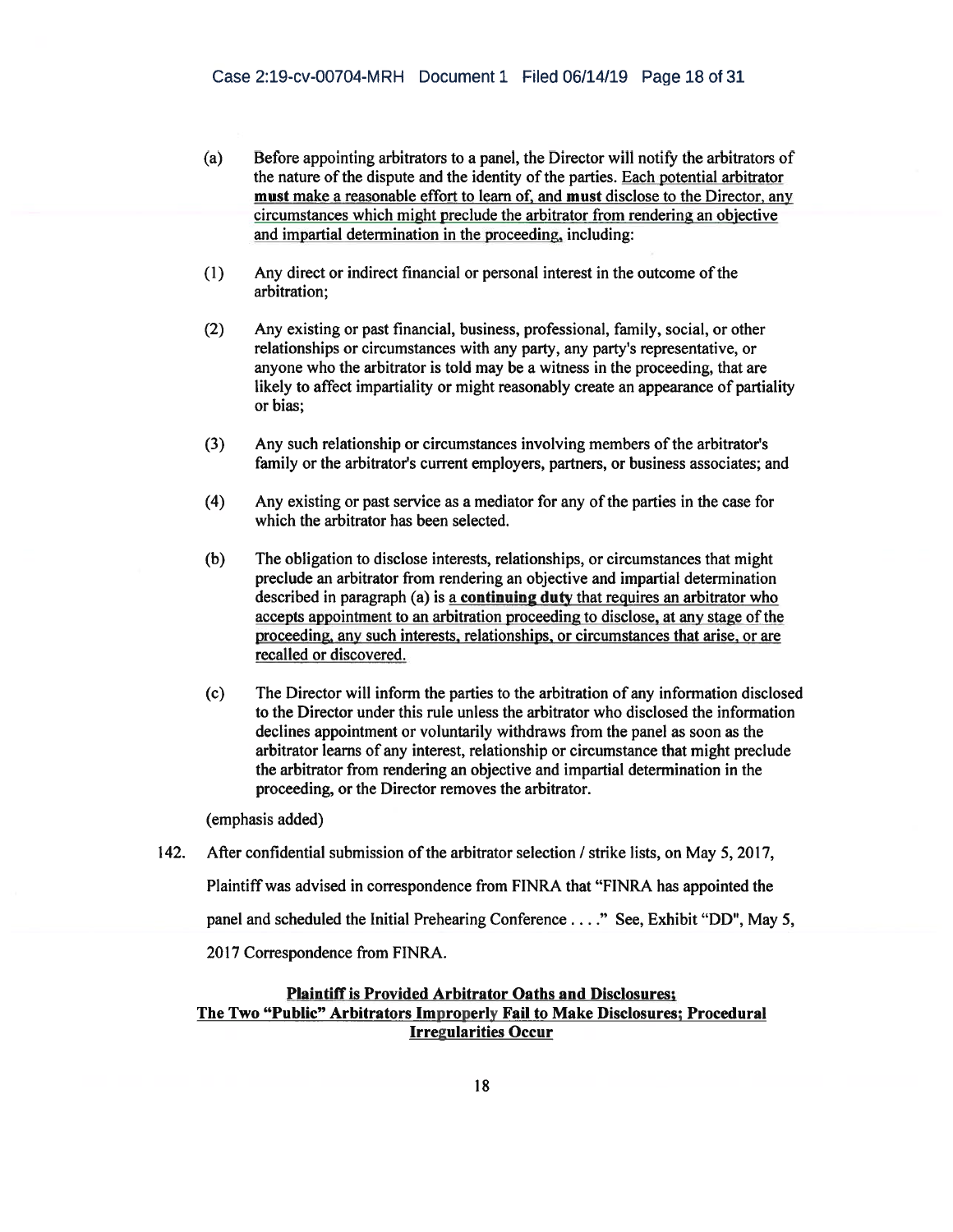(a) Before appointing arbitrators to a panel, the Director will notify the arbitrators of the nature of the dispute and the identity of the parties. <u>Each potential arbitrator **must** make a reasonable effort to learn of, and **must** disclose to the Director, any circumstances which might preclude the arbitrator from rendering an objective and impartial determination in the proceeding</u>, including:

(1) Any direct or indirect financial or personal interest in the outcome of the arbitration;

(2) Any existing or past financial, business, professional, family, social, or other relationships or circumstances with any party, any party's representative, or anyone who the arbitrator is told may be a witness in the proceeding, that are likely to affect impartiality or might reasonably create an appearance of partiality or bias;

(3) Any such relationship or circumstances involving members of the arbitrator's family or the arbitrator's current employers, partners, or business associates; and

(4) Any existing or past service as a mediator for any of the parties in the case for which the arbitrator has been selected.

(b) The obligation to disclose interests, relationships, or circumstances that might preclude an arbitrator from rendering an objective and impartial determination described in paragraph (a) is <u>a **continuing duty** that requires an arbitrator who accepts appointment to an arbitration proceeding to disclose, at any stage of the proceeding, any such interests, relationships, or circumstances that arise, or are recalled or discovered.</u>

(c) The Director will inform the parties to the arbitration of any information disclosed to the Director under this rule unless the arbitrator who disclosed the information declines appointment or voluntarily withdraws from the panel as soon as the arbitrator learns of any interest, relationship or circumstance that might preclude the arbitrator from rendering an objective and impartial determination in the proceeding, or the Director removes the arbitrator.

(emphasis added)

142. After confidential submission of the arbitrator selection / strike lists, on May 5, 2017, Plaintiff was advised in correspondence from FINRA that "FINRA has appointed the panel and scheduled the Initial Prehearing Conference . . . ." See, Exhibit "DD", May 5, 2017 Correspondence from FINRA.

**Plaintiff is Provided Arbitrator Oaths and Disclosures; The Two "Public" Arbitrators Improperly Fail to Make Disclosures; Procedural Irregularities Occur**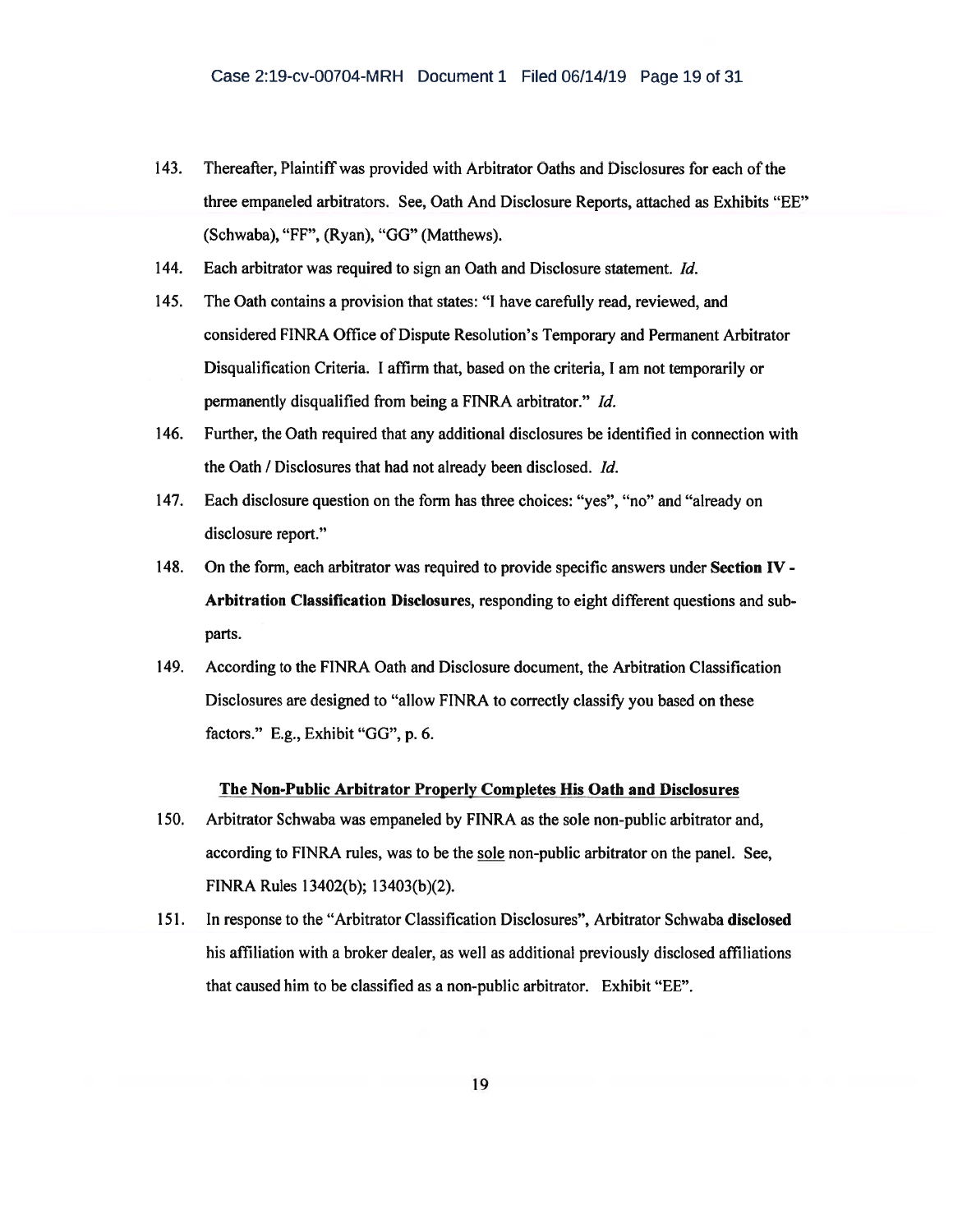143. Thereafter, Plaintiff was provided with Arbitrator Oaths and Disclosures for each of the three empaneled arbitrators. See, Oath And Disclosure Reports, attached as Exhibits "EE" (Schwaba), "FF", (Ryan), "GG" (Matthews).

144. Each arbitrator was required to sign an Oath and Disclosure statement. *Id.*

145. The Oath contains a provision that states: "I have carefully read, reviewed, and considered FINRA Office of Dispute Resolution's Temporary and Permanent Arbitrator Disqualification Criteria. I affirm that, based on the criteria, I am not temporarily or permanently disqualified from being a FINRA arbitrator." *Id.*

146. Further, the Oath required that any additional disclosures be identified in connection with the Oath / Disclosures that had not already been disclosed. *Id.*

147. Each disclosure question on the form has three choices: "yes", "no" and "already on disclosure report."

148. On the form, each arbitrator was required to provide specific answers under **Section IV - Arbitration Classification Disclosures**, responding to eight different questions and sub-parts.

149. According to the FINRA Oath and Disclosure document, the Arbitration Classification Disclosures are designed to "allow FINRA to correctly classify you based on these factors." E.g., Exhibit "GG", p. 6.

**<u>The Non-Public Arbitrator Properly Completes His Oath and Disclosures</u>**

150. Arbitrator Schwaba was empaneled by FINRA as the sole non-public arbitrator and, according to FINRA rules, was to be the <u>sole</u> non-public arbitrator on the panel. See, FINRA Rules 13402(b); 13403(b)(2).

151. In response to the "Arbitrator Classification Disclosures", Arbitrator Schwaba **disclosed** his affiliation with a broker dealer, as well as additional previously disclosed affiliations that caused him to be classified as a non-public arbitrator. Exhibit "EE".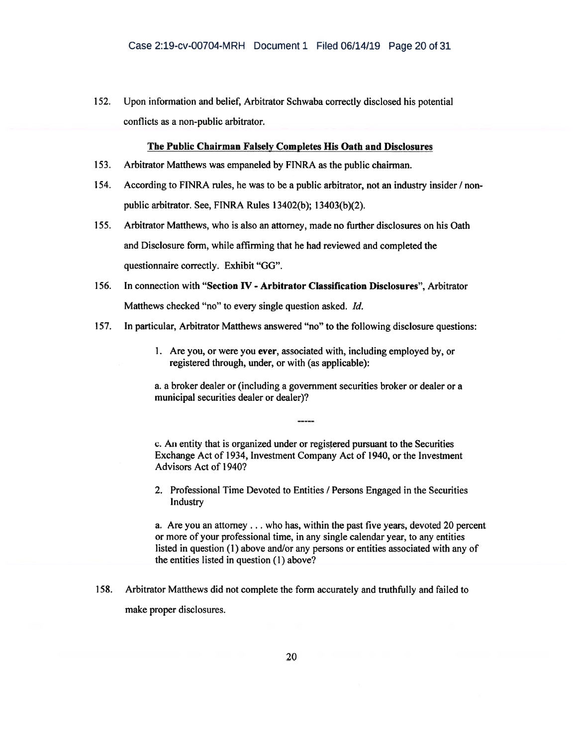152. Upon information and belief, Arbitrator Schwaba correctly disclosed his potential conflicts as a non-public arbitrator.

**The Public Chairman Falsely Completes His Oath and Disclosures**

153. Arbitrator Matthews was empaneled by FINRA as the public chairman.

154. According to FINRA rules, he was to be a public arbitrator, not an industry insider / non-public arbitrator. See, FINRA Rules 13402(b); 13403(b)(2).

155. Arbitrator Matthews, who is also an attorney, made no further disclosures on his Oath and Disclosure form, while affirming that he had reviewed and completed the questionnaire correctly. Exhibit "GG".

156. In connection with "**Section IV - Arbitrator Classification Disclosures**", Arbitrator Matthews checked "no" to every single question asked. *Id.*

157. In particular, Arbitrator Matthews answered "no" to the following disclosure questions:

> 1. Are you, or were you ever, associated with, including employed by, or registered through, under, or with (as applicable):
>
> a. a broker dealer or (including a government securities broker or dealer or a municipal securities dealer or dealer)?
>
> -----
>
> c. An entity that is organized under or registered pursuant to the Securities Exchange Act of 1934, Investment Company Act of 1940, or the Investment Advisors Act of 1940?
>
> 2. Professional Time Devoted to Entities / Persons Engaged in the Securities Industry
>
> a. Are you an attorney . . . who has, within the past five years, devoted 20 percent or more of your professional time, in any single calendar year, to any entities listed in question (1) above and/or any persons or entities associated with any of the entities listed in question (1) above?

158. Arbitrator Matthews did not complete the form accurately and truthfully and failed to make proper disclosures.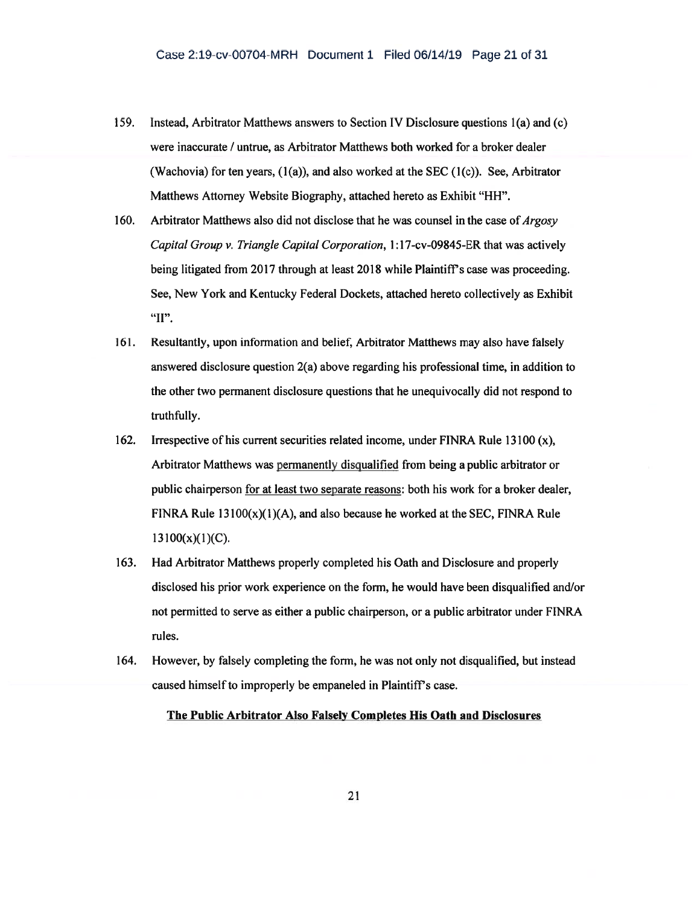159. Instead, Arbitrator Matthews answers to Section IV Disclosure questions 1(a) and (c) were inaccurate / untrue, as Arbitrator Matthews both worked for a broker dealer (Wachovia) for ten years, (1(a)), and also worked at the SEC (1(c)). See, Arbitrator Matthews Attorney Website Biography, attached hereto as Exhibit "HH".

160. Arbitrator Matthews also did not disclose that he was counsel in the case of *Argosy Capital Group v. Triangle Capital Corporation*, 1:17-cv-09845-ER that was actively being litigated from 2017 through at least 2018 while Plaintiff's case was proceeding. See, New York and Kentucky Federal Dockets, attached hereto collectively as Exhibit "II".

161. Resultantly, upon information and belief, Arbitrator Matthews may also have falsely answered disclosure question 2(a) above regarding his professional time, in addition to the other two permanent disclosure questions that he unequivocally did not respond to truthfully.

162. Irrespective of his current securities related income, under FINRA Rule 13100 (x), Arbitrator Matthews was <u>permanently disqualified</u> from being a public arbitrator or public chairperson <u>for at least two separate reasons</u>: both his work for a broker dealer, FINRA Rule 13100(x)(1)(A), and also because he worked at the SEC, FINRA Rule 13100(x)(1)(C).

163. Had Arbitrator Matthews properly completed his Oath and Disclosure and properly disclosed his prior work experience on the form, he would have been disqualified and/or not permitted to serve as either a public chairperson, or a public arbitrator under FINRA rules.

164. However, by falsely completing the form, he was not only not disqualified, but instead caused himself to improperly be empaneled in Plaintiff's case.

**<u>The Public Arbitrator Also Falsely Completes His Oath and Disclosures</u>**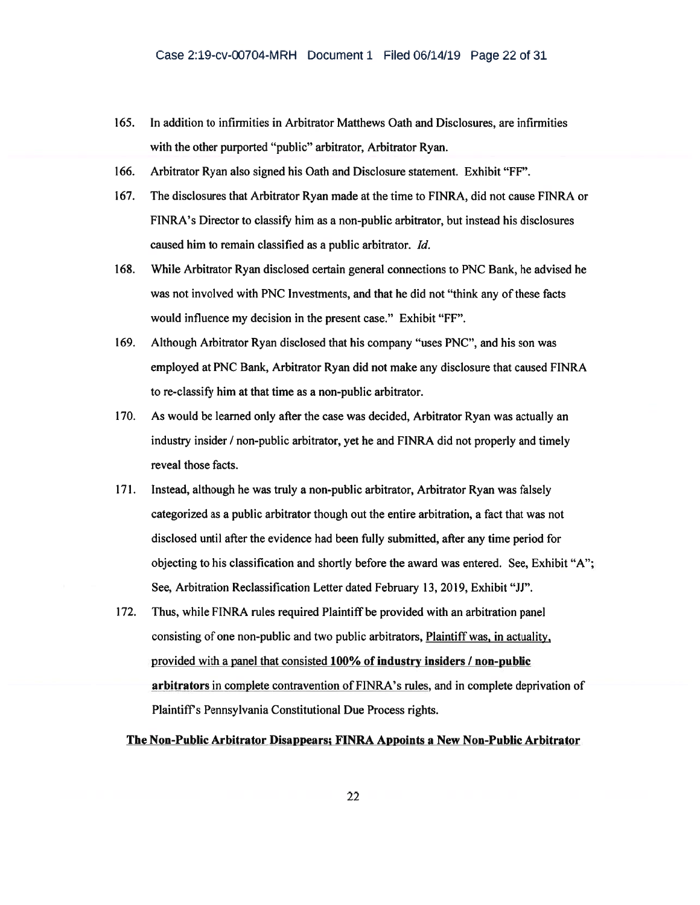165. In addition to infirmities in Arbitrator Matthews Oath and Disclosures, are infirmities with the other purported "public" arbitrator, Arbitrator Ryan.

166. Arbitrator Ryan also signed his Oath and Disclosure statement. Exhibit "FF".

167. The disclosures that Arbitrator Ryan made at the time to FINRA, did not cause FINRA or FINRA's Director to classify him as a non-public arbitrator, but instead his disclosures caused him to remain classified as a public arbitrator. *Id.*

168. While Arbitrator Ryan disclosed certain general connections to PNC Bank, he advised he was not involved with PNC Investments, and that he did not "think any of these facts would influence my decision in the present case." Exhibit "FF".

169. Although Arbitrator Ryan disclosed that his company "uses PNC", and his son was employed at PNC Bank, Arbitrator Ryan **did not** make any disclosure that caused FINRA to re-classify him at that time as a non-public arbitrator.

170. As would be learned only after the case was decided, Arbitrator Ryan was actually an industry insider / non-public arbitrator, yet he and FINRA did not properly and timely reveal those facts.

171. Instead, although he was truly a non-public arbitrator, Arbitrator Ryan was falsely categorized as a public arbitrator though out the entire arbitration, a fact that was not disclosed until after the evidence had been fully submitted, after any time period for objecting to his classification and shortly before the award was entered. See, Exhibit "A"; See, Arbitration Reclassification Letter dated February 13, 2019, Exhibit "JJ".

172. Thus, while FINRA rules required Plaintiff be provided with an arbitration panel consisting of one non-public and two public arbitrators, Plaintiff was, in actuality, provided with a panel that consisted **100% of industry insiders / non-public arbitrators** in complete contravention of FINRA's rules, and in complete deprivation of Plaintiff's Pennsylvania Constitutional Due Process rights.

**The Non-Public Arbitrator Disappears; FINRA Appoints a New Non-Public Arbitrator**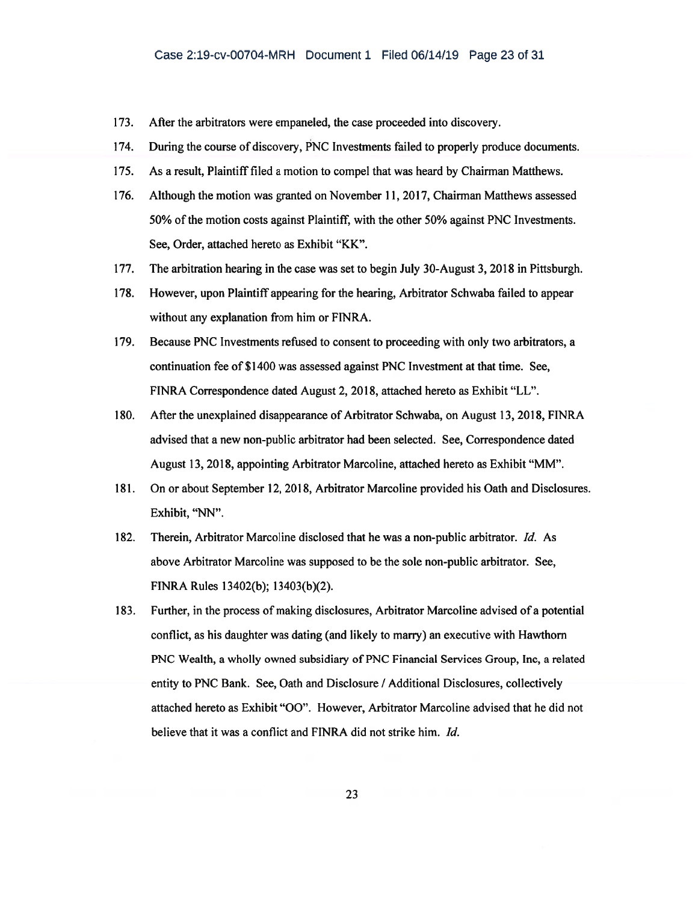173. After the arbitrators were empaneled, the case proceeded into discovery.

174. During the course of discovery, PNC Investments failed to properly produce documents.

175. As a result, Plaintiff filed a motion to compel that was heard by Chairman Matthews.

176. Although the motion was granted on November 11, 2017, Chairman Matthews assessed 50% of the motion costs against Plaintiff, with the other 50% against PNC Investments. See, Order, attached hereto as Exhibit "KK".

177. The arbitration hearing in the case was set to begin July 30-August 3, 2018 in Pittsburgh.

178. However, upon Plaintiff appearing for the hearing, Arbitrator Schwaba failed to appear without any explanation from him or FINRA.

179. Because PNC Investments refused to consent to proceeding with only two arbitrators, a continuation fee of $1400 was assessed against PNC Investment at that time. See, FINRA Correspondence dated August 2, 2018, attached hereto as Exhibit "LL".

180. After the unexplained disappearance of Arbitrator Schwaba, on August 13, 2018, FINRA advised that a new non-public arbitrator had been selected. See, Correspondence dated August 13, 2018, appointing Arbitrator Marcoline, attached hereto as Exhibit "MM".

181. On or about September 12, 2018, Arbitrator Marcoline provided his Oath and Disclosures. Exhibit, "NN".

182. Therein, Arbitrator Marcoline disclosed that he was a non-public arbitrator. *Id.* As above Arbitrator Marcoline was supposed to be the sole non-public arbitrator. See, FINRA Rules 13402(b); 13403(b)(2).

183. Further, in the process of making disclosures, Arbitrator Marcoline advised of a potential conflict, as his daughter was dating (and likely to marry) an executive with Hawthorn PNC Wealth, a wholly owned subsidiary of PNC Financial Services Group, Inc, a related entity to PNC Bank. See, Oath and Disclosure / Additional Disclosures, collectively attached hereto as Exhibit "OO". However, Arbitrator Marcoline advised that he did not believe that it was a conflict and FINRA did not strike him. *Id.*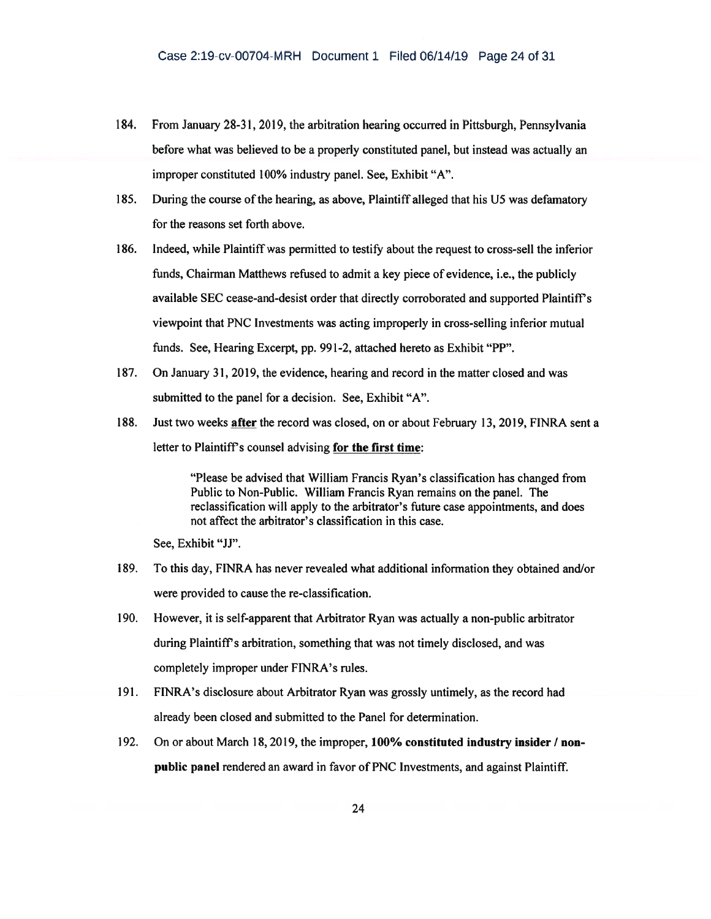184. From January 28-31, 2019, the arbitration hearing occurred in Pittsburgh, Pennsylvania before what was believed to be a properly constituted panel, but instead was actually an improper constituted 100% industry panel. See, Exhibit "A".

185. During the course of the hearing, as above, Plaintiff alleged that his U5 was defamatory for the reasons set forth above.

186. Indeed, while Plaintiff was permitted to testify about the request to cross-sell the inferior funds, Chairman Matthews refused to admit a key piece of evidence, i.e., the publicly available SEC cease-and-desist order that directly corroborated and supported Plaintiff's viewpoint that PNC Investments was acting improperly in cross-selling inferior mutual funds. See, Hearing Excerpt, pp. 991-2, attached hereto as Exhibit "PP".

187. On January 31, 2019, the evidence, hearing and record in the matter closed and was submitted to the panel for a decision. See, Exhibit "A".

188. Just two weeks **after** the record was closed, on or about February 13, 2019, FINRA sent a letter to Plaintiff's counsel advising **for the first time**:

> "Please be advised that William Francis Ryan's classification has changed from Public to Non-Public. William Francis Ryan remains on the panel. The reclassification will apply to the arbitrator's future case appointments, and does not affect the arbitrator's classification in this case.

See, Exhibit "JJ".

189. To this day, FINRA has never revealed what additional information they obtained and/or were provided to cause the re-classification.

190. However, it is self-apparent that Arbitrator Ryan was actually a non-public arbitrator during Plaintiff's arbitration, something that was not timely disclosed, and was completely improper under FINRA's rules.

191. FINRA's disclosure about Arbitrator Ryan was grossly untimely, as the record had already been closed and submitted to the Panel for determination.

192. On or about March 18, 2019, the improper, **100% constituted industry insider / non-public panel** rendered an award in favor of PNC Investments, and against Plaintiff.